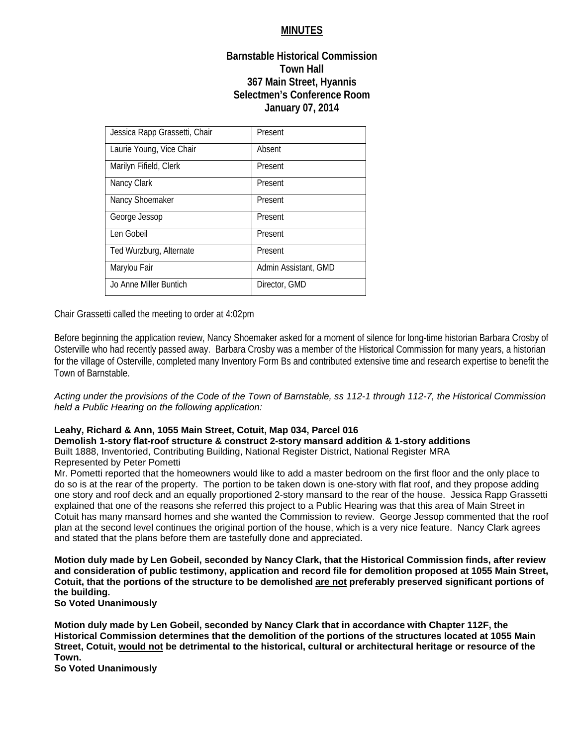# MINUTES

**Barnstable Historical Commission**
**Town Hall**
**367 Main Street, Hyannis**
**Selectmen's Conference Room**
**January 07, 2014**

| | |
|---|---|
| Jessica Rapp Grassetti, Chair | Present |
| Laurie Young, Vice Chair | Absent |
| Marilyn Fifield, Clerk | Present |
| Nancy Clark | Present |
| Nancy Shoemaker | Present |
| George Jessop | Present |
| Len Gobeil | Present |
| Ted Wurzburg, Alternate | Present |
| Marylou Fair | Admin Assistant, GMD |
| Jo Anne Miller Buntich | Director, GMD |

Chair Grassetti called the meeting to order at 4:02pm

Before beginning the application review, Nancy Shoemaker asked for a moment of silence for long-time historian Barbara Crosby of Osterville who had recently passed away. Barbara Crosby was a member of the Historical Commission for many years, a historian for the village of Osterville, completed many Inventory Form Bs and contributed extensive time and research expertise to benefit the Town of Barnstable.

*Acting under the provisions of the Code of the Town of Barnstable, ss 112-1 through 112-7, the Historical Commission held a Public Hearing on the following application:*

**Leahy, Richard & Ann, 1055 Main Street, Cotuit, Map 034, Parcel 016**
**Demolish 1-story flat-roof structure & construct 2-story mansard addition & 1-story additions**
Built 1888, Inventoried, Contributing Building, National Register District, National Register MRA
Represented by Peter Pometti
Mr. Pometti reported that the homeowners would like to add a master bedroom on the first floor and the only place to do so is at the rear of the property. The portion to be taken down is one-story with flat roof, and they propose adding one story and roof deck and an equally proportioned 2-story mansard to the rear of the house. Jessica Rapp Grassetti explained that one of the reasons she referred this project to a Public Hearing was that this area of Main Street in Cotuit has many mansard homes and she wanted the Commission to review. George Jessop commented that the roof plan at the second level continues the original portion of the house, which is a very nice feature. Nancy Clark agrees and stated that the plans before them are tastefully done and appreciated.

**Motion duly made by Len Gobeil, seconded by Nancy Clark, that the Historical Commission finds, after review and consideration of public testimony, application and record file for demolition proposed at 1055 Main Street, Cotuit, that the portions of the structure to be demolished <u>are not</u> preferably preserved significant portions of the building.**
**So Voted Unanimously**

**Motion duly made by Len Gobeil, seconded by Nancy Clark that in accordance with Chapter 112F, the Historical Commission determines that the demolition of the portions of the structures located at 1055 Main Street, Cotuit, <u>would not</u> be detrimental to the historical, cultural or architectural heritage or resource of the Town.**
**So Voted Unanimously**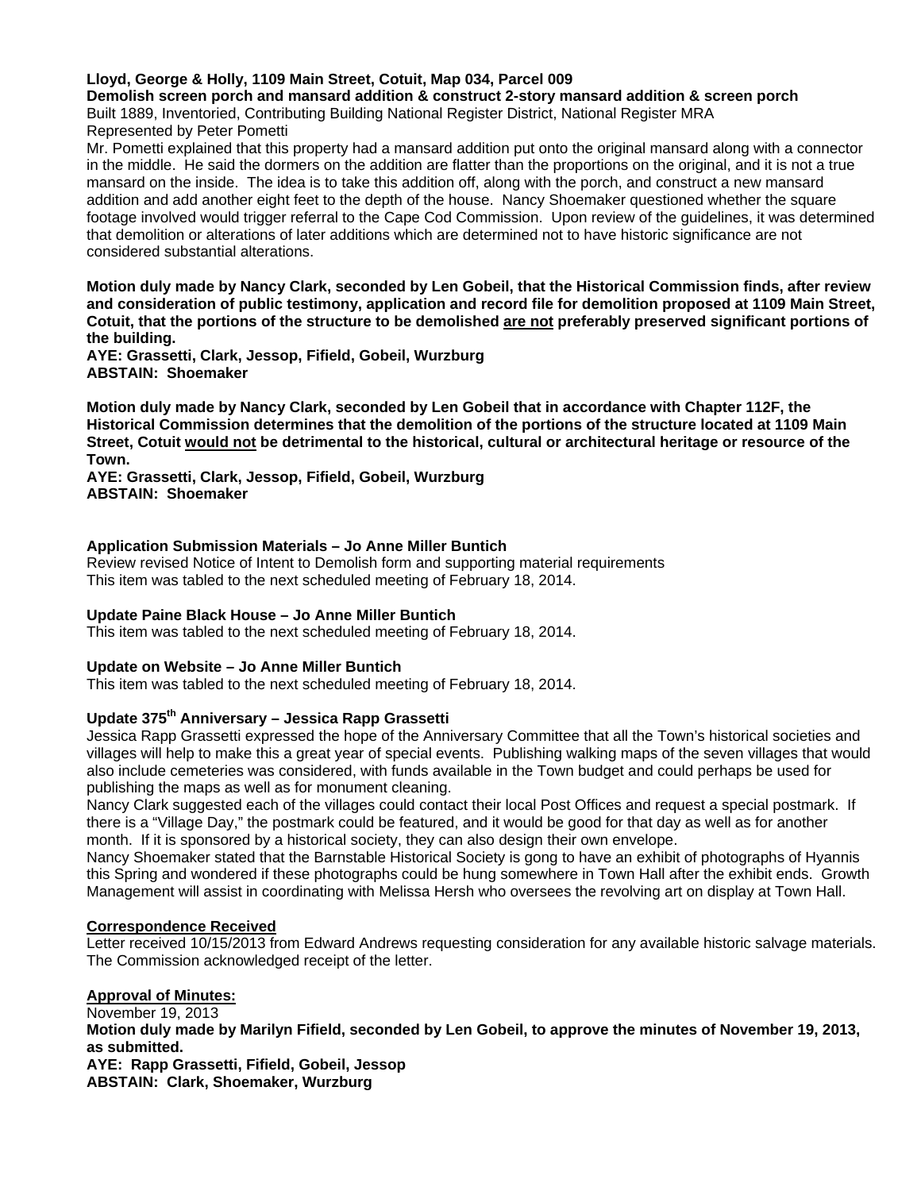**Lloyd, George & Holly, 1109 Main Street, Cotuit, Map 034, Parcel 009**
**Demolish screen porch and mansard addition & construct 2-story mansard addition & screen porch**
Built 1889, Inventoried, Contributing Building National Register District, National Register MRA
Represented by Peter Pometti

Mr. Pometti explained that this property had a mansard addition put onto the original mansard along with a connector in the middle. He said the dormers on the addition are flatter than the proportions on the original, and it is not a true mansard on the inside. The idea is to take this addition off, along with the porch, and construct a new mansard addition and add another eight feet to the depth of the house. Nancy Shoemaker questioned whether the square footage involved would trigger referral to the Cape Cod Commission. Upon review of the guidelines, it was determined that demolition or alterations of later additions which are determined not to have historic significance are not considered substantial alterations.

**Motion duly made by Nancy Clark, seconded by Len Gobeil, that the Historical Commission finds, after review and consideration of public testimony, application and record file for demolition proposed at 1109 Main Street, Cotuit, that the portions of the structure to be demolished <u>are not</u> preferably preserved significant portions of the building.**
**AYE: Grassetti, Clark, Jessop, Fifield, Gobeil, Wurzburg**
**ABSTAIN: Shoemaker**

**Motion duly made by Nancy Clark, seconded by Len Gobeil that in accordance with Chapter 112F, the Historical Commission determines that the demolition of the portions of the structure located at 1109 Main Street, Cotuit <u>would not</u> be detrimental to the historical, cultural or architectural heritage or resource of the Town.**
**AYE: Grassetti, Clark, Jessop, Fifield, Gobeil, Wurzburg**
**ABSTAIN: Shoemaker**

**Application Submission Materials – Jo Anne Miller Buntich**
Review revised Notice of Intent to Demolish form and supporting material requirements
This item was tabled to the next scheduled meeting of February 18, 2014.

**Update Paine Black House – Jo Anne Miller Buntich**
This item was tabled to the next scheduled meeting of February 18, 2014.

**Update on Website – Jo Anne Miller Buntich**
This item was tabled to the next scheduled meeting of February 18, 2014.

**Update 375th Anniversary – Jessica Rapp Grassetti**
Jessica Rapp Grassetti expressed the hope of the Anniversary Committee that all the Town's historical societies and villages will help to make this a great year of special events. Publishing walking maps of the seven villages that would also include cemeteries was considered, with funds available in the Town budget and could perhaps be used for publishing the maps as well as for monument cleaning.
Nancy Clark suggested each of the villages could contact their local Post Offices and request a special postmark. If there is a "Village Day," the postmark could be featured, and it would be good for that day as well as for another month. If it is sponsored by a historical society, they can also design their own envelope.
Nancy Shoemaker stated that the Barnstable Historical Society is gong to have an exhibit of photographs of Hyannis this Spring and wondered if these photographs could be hung somewhere in Town Hall after the exhibit ends. Growth Management will assist in coordinating with Melissa Hersh who oversees the revolving art on display at Town Hall.

**<u>Correspondence Received</u>**
Letter received 10/15/2013 from Edward Andrews requesting consideration for any available historic salvage materials. The Commission acknowledged receipt of the letter.

**<u>Approval of Minutes:</u>**
November 19, 2013
**Motion duly made by Marilyn Fifield, seconded by Len Gobeil, to approve the minutes of November 19, 2013, as submitted.**
**AYE: Rapp Grassetti, Fifield, Gobeil, Jessop**
**ABSTAIN: Clark, Shoemaker, Wurzburg**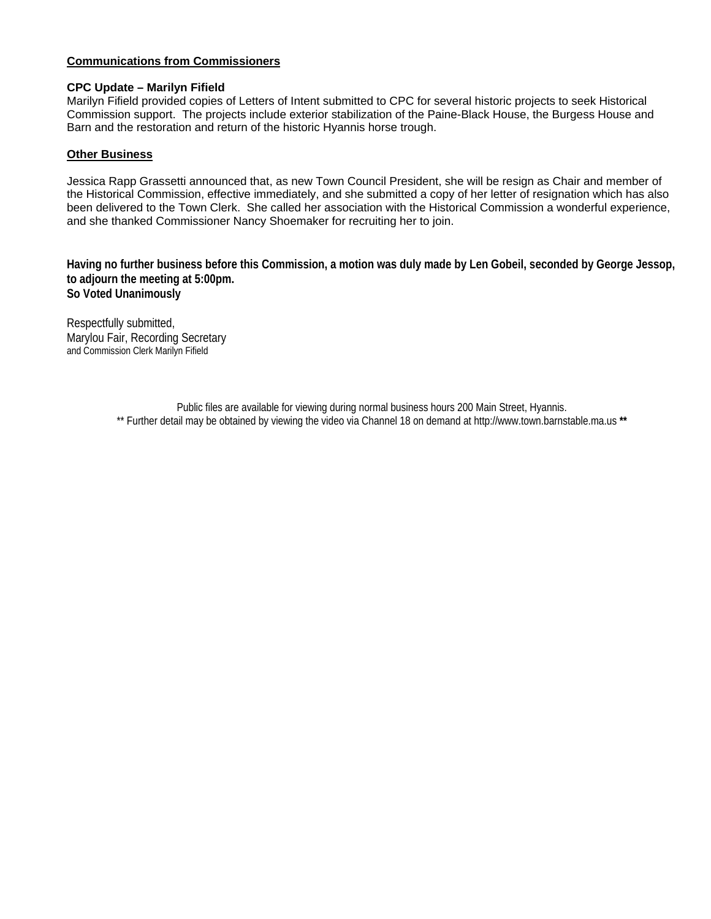**Communications from Commissioners**

**CPC Update – Marilyn Fifield**

Marilyn Fifield provided copies of Letters of Intent submitted to CPC for several historic projects to seek Historical Commission support. The projects include exterior stabilization of the Paine-Black House, the Burgess House and Barn and the restoration and return of the historic Hyannis horse trough.

**Other Business**

Jessica Rapp Grassetti announced that, as new Town Council President, she will be resign as Chair and member of the Historical Commission, effective immediately, and she submitted a copy of her letter of resignation which has also been delivered to the Town Clerk. She called her association with the Historical Commission a wonderful experience, and she thanked Commissioner Nancy Shoemaker for recruiting her to join.

**Having no further business before this Commission, a motion was duly made by Len Gobeil, seconded by George Jessop, to adjourn the meeting at 5:00pm.**
**So Voted Unanimously**

Respectfully submitted,
Marylou Fair, Recording Secretary
and Commission Clerk Marilyn Fifield

Public files are available for viewing during normal business hours 200 Main Street, Hyannis.
** Further detail may be obtained by viewing the video via Channel 18 on demand at http://www.town.barnstable.ma.us **